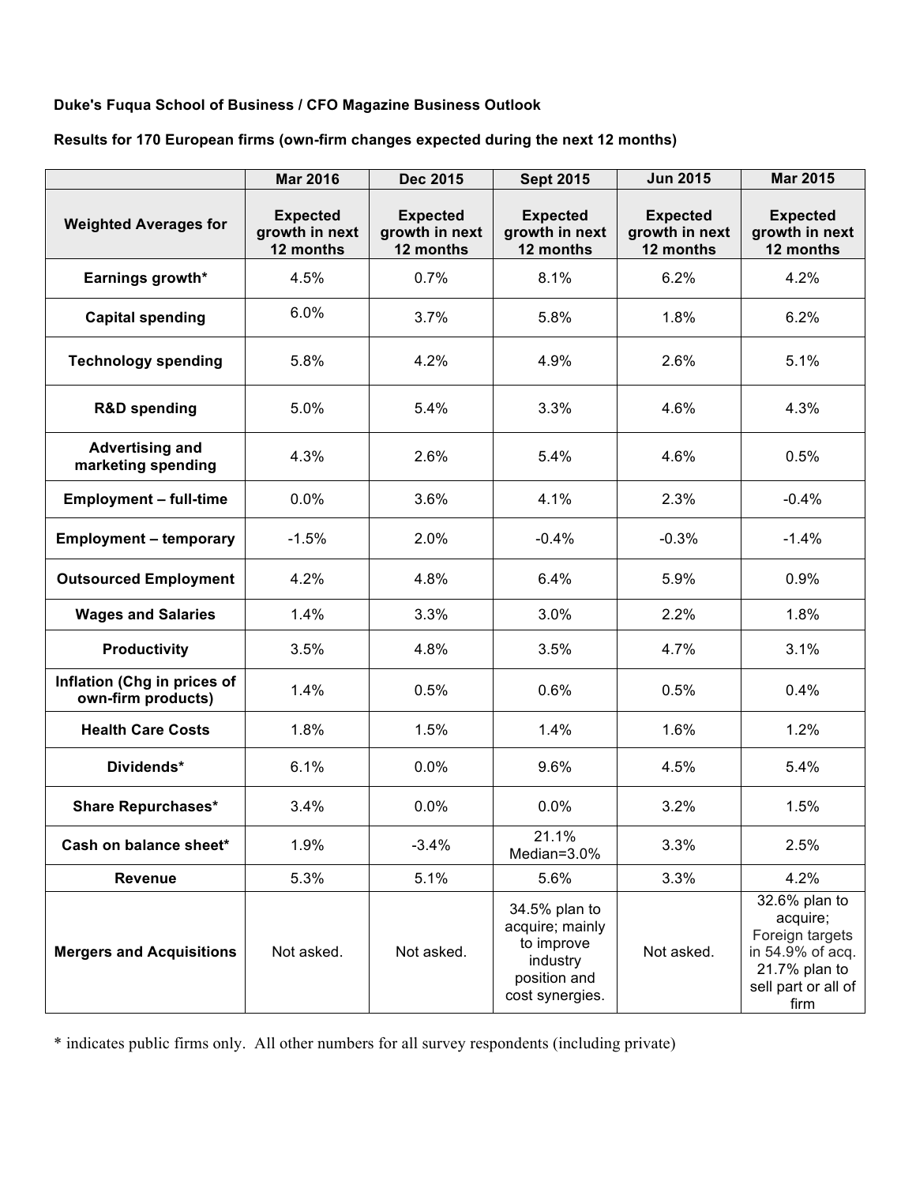**Duke's Fuqua School of Business / CFO Magazine Business Outlook**

**Results for 170 European firms (own-firm changes expected during the next 12 months)**

| | Mar 2016 | Dec 2015 | Sept 2015 | Jun 2015 | Mar 2015 |
|---|---|---|---|---|---|
| **Weighted Averages for** | **Expected growth in next 12 months** | **Expected growth in next 12 months** | **Expected growth in next 12 months** | **Expected growth in next 12 months** | **Expected growth in next 12 months** |
| **Earnings growth*** | 4.5% | 0.7% | 8.1% | 6.2% | 4.2% |
| **Capital spending** | 6.0% | 3.7% | 5.8% | 1.8% | 6.2% |
| **Technology spending** | 5.8% | 4.2% | 4.9% | 2.6% | 5.1% |
| **R&D spending** | 5.0% | 5.4% | 3.3% | 4.6% | 4.3% |
| **Advertising and marketing spending** | 4.3% | 2.6% | 5.4% | 4.6% | 0.5% |
| **Employment – full-time** | 0.0% | 3.6% | 4.1% | 2.3% | -0.4% |
| **Employment – temporary** | -1.5% | 2.0% | -0.4% | -0.3% | -1.4% |
| **Outsourced Employment** | 4.2% | 4.8% | 6.4% | 5.9% | 0.9% |
| **Wages and Salaries** | 1.4% | 3.3% | 3.0% | 2.2% | 1.8% |
| **Productivity** | 3.5% | 4.8% | 3.5% | 4.7% | 3.1% |
| **Inflation (Chg in prices of own-firm products)** | 1.4% | 0.5% | 0.6% | 0.5% | 0.4% |
| **Health Care Costs** | 1.8% | 1.5% | 1.4% | 1.6% | 1.2% |
| **Dividends*** | 6.1% | 0.0% | 9.6% | 4.5% | 5.4% |
| **Share Repurchases*** | 3.4% | 0.0% | 0.0% | 3.2% | 1.5% |
| **Cash on balance sheet*** | 1.9% | -3.4% | 21.1% Median=3.0% | 3.3% | 2.5% |
| **Revenue** | 5.3% | 5.1% | 5.6% | 3.3% | 4.2% |
| **Mergers and Acquisitions** | Not asked. | Not asked. | 34.5% plan to acquire; mainly to improve industry position and cost synergies. | Not asked. | 32.6% plan to acquire; Foreign targets in 54.9% of acq. 21.7% plan to sell part or all of firm |

* indicates public firms only. All other numbers for all survey respondents (including private)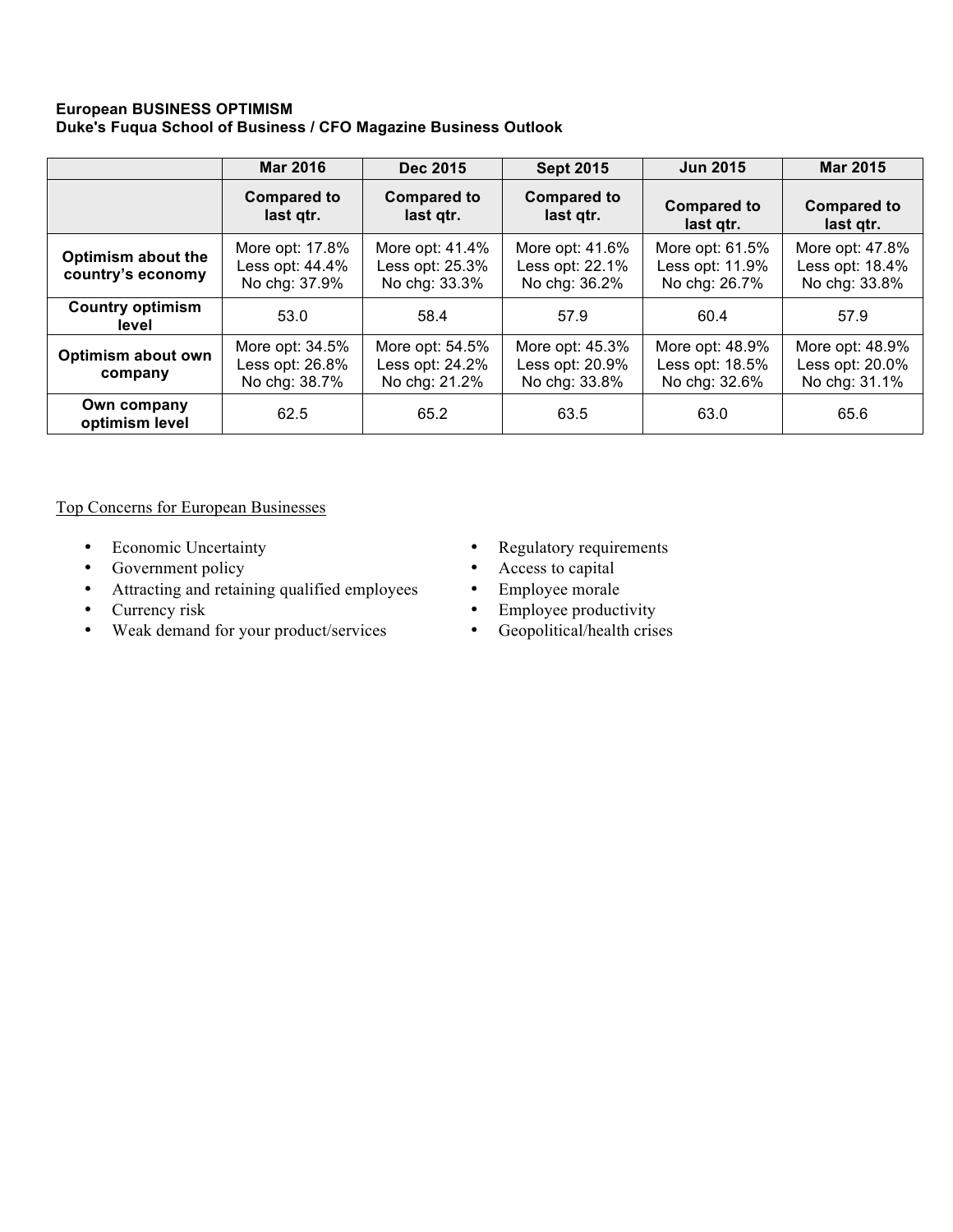**European BUSINESS OPTIMISM**
**Duke's Fuqua School of Business / CFO Magazine Business Outlook**

| | Mar 2016 | Dec 2015 | Sept 2015 | Jun 2015 | Mar 2015 |
|---|---|---|---|---|---|
| | Compared to last qtr. | Compared to last qtr. | Compared to last qtr. | Compared to last qtr. | Compared to last qtr. |
| **Optimism about the country's economy** | More opt: 17.8%<br>Less opt: 44.4%<br>No chg: 37.9% | More opt: 41.4%<br>Less opt: 25.3%<br>No chg: 33.3% | More opt: 41.6%<br>Less opt: 22.1%<br>No chg: 36.2% | More opt: 61.5%<br>Less opt: 11.9%<br>No chg: 26.7% | More opt: 47.8%<br>Less opt: 18.4%<br>No chg: 33.8% |
| **Country optimism level** | 53.0 | 58.4 | 57.9 | 60.4 | 57.9 |
| **Optimism about own company** | More opt: 34.5%<br>Less opt: 26.8%<br>No chg: 38.7% | More opt: 54.5%<br>Less opt: 24.2%<br>No chg: 21.2% | More opt: 45.3%<br>Less opt: 20.9%<br>No chg: 33.8% | More opt: 48.9%<br>Less opt: 18.5%<br>No chg: 32.6% | More opt: 48.9%<br>Less opt: 20.0%<br>No chg: 31.1% |
| **Own company optimism level** | 62.5 | 65.2 | 63.5 | 63.0 | 65.6 |

Top Concerns for European Businesses

- Economic Uncertainty
- Government policy
- Attracting and retaining qualified employees
- Currency risk
- Weak demand for your product/services
- Regulatory requirements
- Access to capital
- Employee morale
- Employee productivity
- Geopolitical/health crises